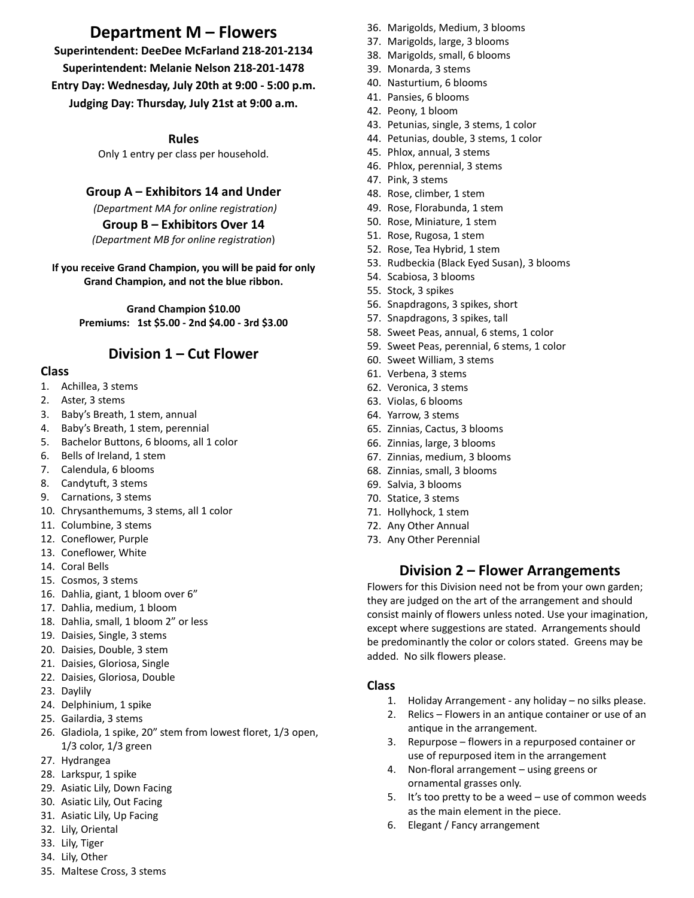# Department M – Flowers

**Superintendent: DeeDee McFarland 218-201-2134**

**Superintendent: Melanie Nelson 218-201-1478**

**Entry Day: Wednesday, July 20th at 9:00 - 5:00 p.m.**

**Judging Day: Thursday, July 21st at 9:00 a.m.**

### Rules

Only 1 entry per class per household.

### Group A – Exhibitors 14 and Under

*(Department MA for online registration)*

### Group B – Exhibitors Over 14

*(Department MB for online registration)*

**If you receive Grand Champion, you will be paid for only Grand Champion, and not the blue ribbon.**

**Grand Champion $10.00**
**Premiums: 1st $5.00 - 2nd $4.00 - 3rd $3.00**

## Division 1 – Cut Flower

### Class

1. Achillea, 3 stems
2. Aster, 3 stems
3. Baby's Breath, 1 stem, annual
4. Baby's Breath, 1 stem, perennial
5. Bachelor Buttons, 6 blooms, all 1 color
6. Bells of Ireland, 1 stem
7. Calendula, 6 blooms
8. Candytuft, 3 stems
9. Carnations, 3 stems
10. Chrysanthemums, 3 stems, all 1 color
11. Columbine, 3 stems
12. Coneflower, Purple
13. Coneflower, White
14. Coral Bells
15. Cosmos, 3 stems
16. Dahlia, giant, 1 bloom over 6"
17. Dahlia, medium, 1 bloom
18. Dahlia, small, 1 bloom 2" or less
19. Daisies, Single, 3 stems
20. Daisies, Double, 3 stem
21. Daisies, Gloriosa, Single
22. Daisies, Gloriosa, Double
23. Daylily
24. Delphinium, 1 spike
25. Gailardia, 3 stems
26. Gladiola, 1 spike, 20" stem from lowest floret, 1/3 open, 1/3 color, 1/3 green
27. Hydrangea
28. Larkspur, 1 spike
29. Asiatic Lily, Down Facing
30. Asiatic Lily, Out Facing
31. Asiatic Lily, Up Facing
32. Lily, Oriental
33. Lily, Tiger
34. Lily, Other
35. Maltese Cross, 3 stems
36. Marigolds, Medium, 3 blooms
37. Marigolds, large, 3 blooms
38. Marigolds, small, 6 blooms
39. Monarda, 3 stems
40. Nasturtium, 6 blooms
41. Pansies, 6 blooms
42. Peony, 1 bloom
43. Petunias, single, 3 stems, 1 color
44. Petunias, double, 3 stems, 1 color
45. Phlox, annual, 3 stems
46. Phlox, perennial, 3 stems
47. Pink, 3 stems
48. Rose, climber, 1 stem
49. Rose, Florabunda, 1 stem
50. Rose, Miniature, 1 stem
51. Rose, Rugosa, 1 stem
52. Rose, Tea Hybrid, 1 stem
53. Rudbeckia (Black Eyed Susan), 3 blooms
54. Scabiosa, 3 blooms
55. Stock, 3 spikes
56. Snapdragons, 3 spikes, short
57. Snapdragons, 3 spikes, tall
58. Sweet Peas, annual, 6 stems, 1 color
59. Sweet Peas, perennial, 6 stems, 1 color
60. Sweet William, 3 stems
61. Verbena, 3 stems
62. Veronica, 3 stems
63. Violas, 6 blooms
64. Yarrow, 3 stems
65. Zinnias, Cactus, 3 blooms
66. Zinnias, large, 3 blooms
67. Zinnias, medium, 3 blooms
68. Zinnias, small, 3 blooms
69. Salvia, 3 blooms
70. Statice, 3 stems
71. Hollyhock, 1 stem
72. Any Other Annual
73. Any Other Perennial

## Division 2 – Flower Arrangements

Flowers for this Division need not be from your own garden; they are judged on the art of the arrangement and should consist mainly of flowers unless noted. Use your imagination, except where suggestions are stated. Arrangements should be predominantly the color or colors stated. Greens may be added. No silk flowers please.

### Class

1. Holiday Arrangement - any holiday – no silks please.
2. Relics – Flowers in an antique container or use of an antique in the arrangement.
3. Repurpose – flowers in a repurposed container or use of repurposed item in the arrangement
4. Non-floral arrangement – using greens or ornamental grasses only.
5. It's too pretty to be a weed – use of common weeds as the main element in the piece.
6. Elegant / Fancy arrangement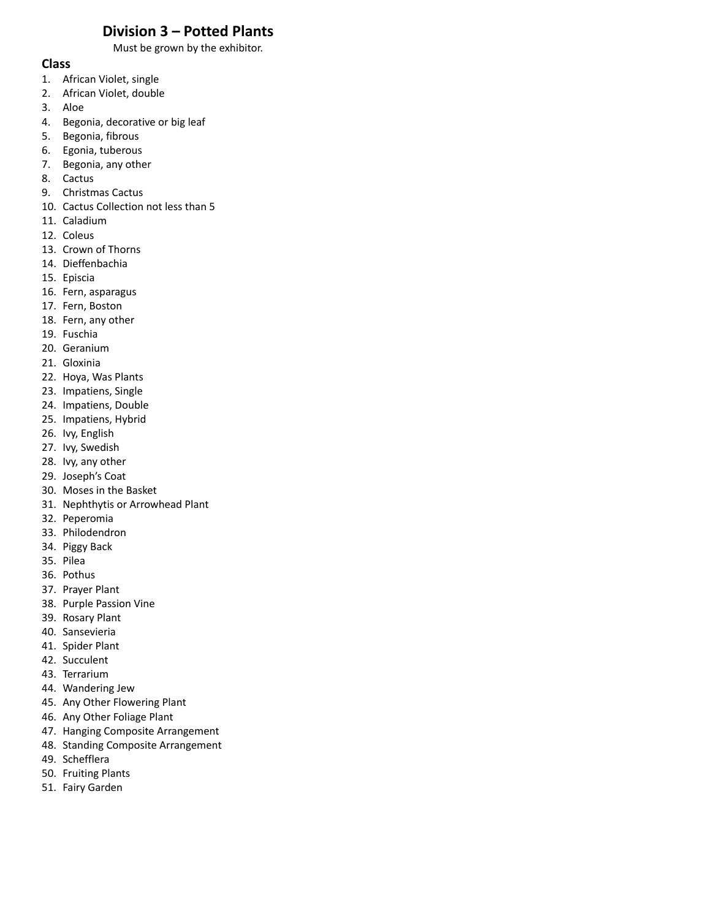## Division 3 – Potted Plants

Must be grown by the exhibitor.

**Class**

1. African Violet, single
2. African Violet, double
3. Aloe
4. Begonia, decorative or big leaf
5. Begonia, fibrous
6. Egonia, tuberous
7. Begonia, any other
8. Cactus
9. Christmas Cactus
10. Cactus Collection not less than 5
11. Caladium
12. Coleus
13. Crown of Thorns
14. Dieffenbachia
15. Episcia
16. Fern, asparagus
17. Fern, Boston
18. Fern, any other
19. Fuschia
20. Geranium
21. Gloxinia
22. Hoya, Was Plants
23. Impatiens, Single
24. Impatiens, Double
25. Impatiens, Hybrid
26. Ivy, English
27. Ivy, Swedish
28. Ivy, any other
29. Joseph's Coat
30. Moses in the Basket
31. Nephthytis or Arrowhead Plant
32. Peperomia
33. Philodendron
34. Piggy Back
35. Pilea
36. Pothus
37. Prayer Plant
38. Purple Passion Vine
39. Rosary Plant
40. Sansevieria
41. Spider Plant
42. Succulent
43. Terrarium
44. Wandering Jew
45. Any Other Flowering Plant
46. Any Other Foliage Plant
47. Hanging Composite Arrangement
48. Standing Composite Arrangement
49. Schefflera
50. Fruiting Plants
51. Fairy Garden